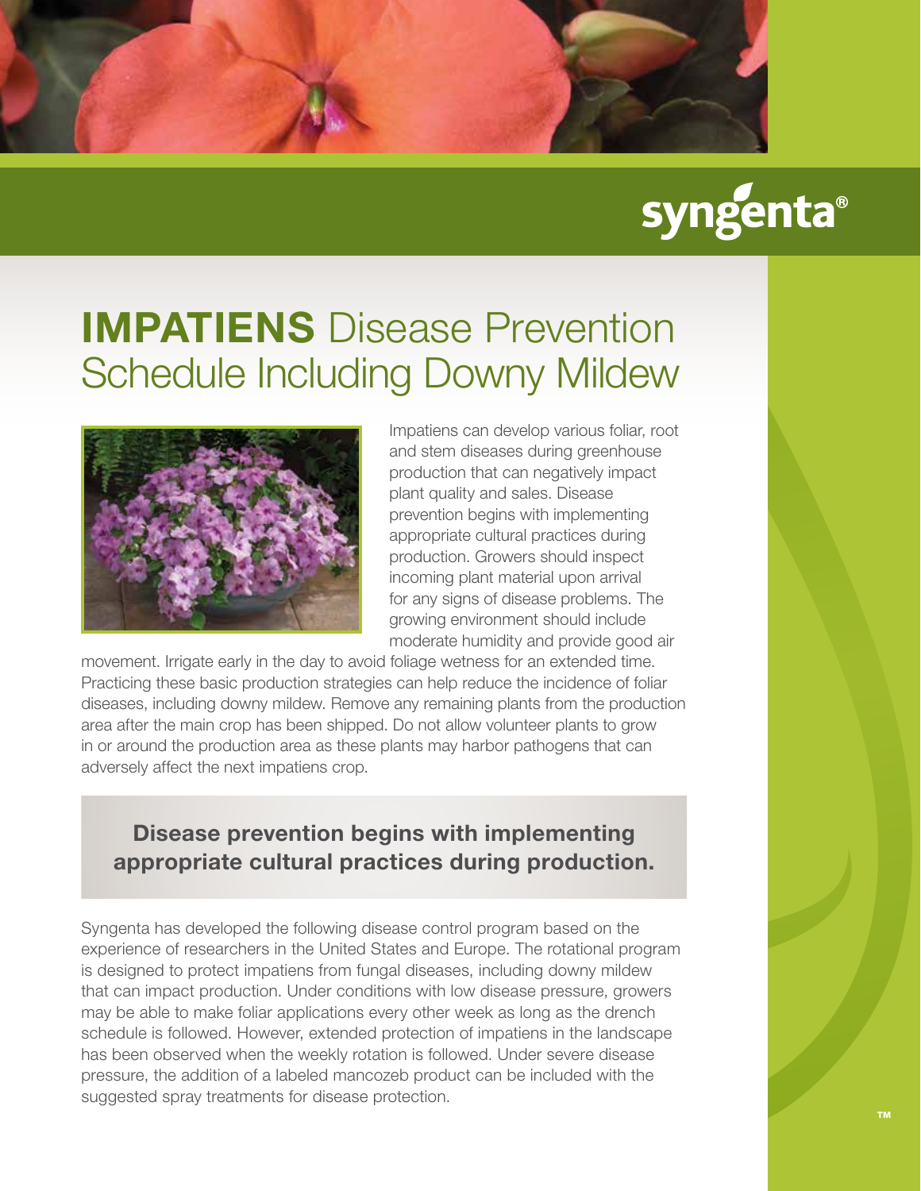# **IMPATIENS** Disease Prevention Schedule Including Downy Mildew

Impatiens can develop various foliar, root and stem diseases during greenhouse production that can negatively impact plant quality and sales. Disease prevention begins with implementing appropriate cultural practices during production. Growers should inspect incoming plant material upon arrival for any signs of disease problems. The growing environment should include moderate humidity and provide good air movement. Irrigate early in the day to avoid foliage wetness for an extended time. Practicing these basic production strategies can help reduce the incidence of foliar diseases, including downy mildew. Remove any remaining plants from the production area after the main crop has been shipped. Do not allow volunteer plants to grow in or around the production area as these plants may harbor pathogens that can adversely affect the next impatiens crop.

**Disease prevention begins with implementing appropriate cultural practices during production.**

Syngenta has developed the following disease control program based on the experience of researchers in the United States and Europe. The rotational program is designed to protect impatiens from fungal diseases, including downy mildew that can impact production. Under conditions with low disease pressure, growers may be able to make foliar applications every other week as long as the drench schedule is followed. However, extended protection of impatiens in the landscape has been observed when the weekly rotation is followed. Under severe disease pressure, the addition of a labeled mancozeb product can be included with the suggested spray treatments for disease protection.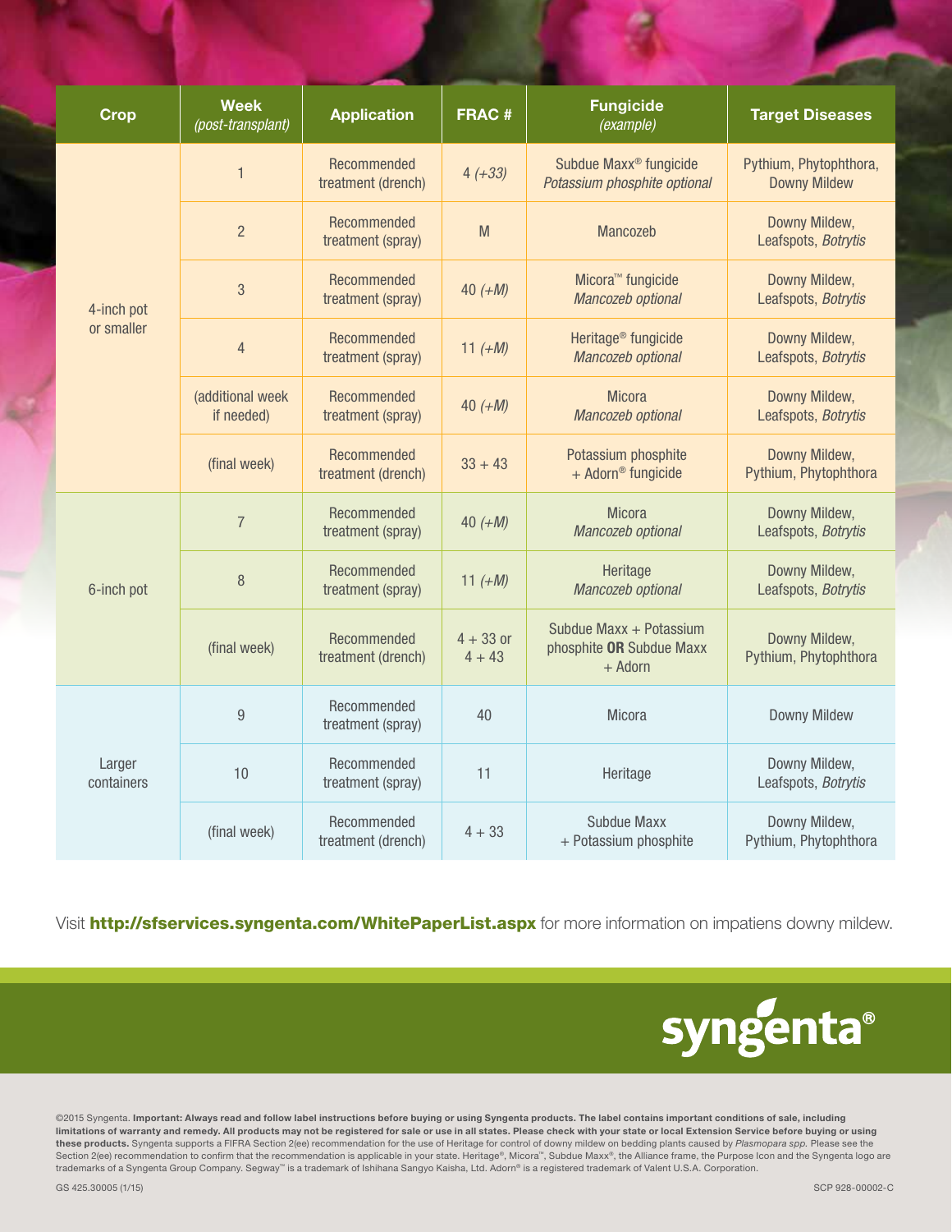| Crop | Week *(post-transplant)* | Application | FRAC # | Fungicide *(example)* | Target Diseases |
|---|---|---|---|---|---|
| 4-inch pot or smaller | 1 | Recommended treatment (drench) | 4 *(+33)* | Subdue Maxx® fungicide *Potassium phosphite optional* | Pythium, Phytophthora, Downy Mildew |
| | 2 | Recommended treatment (spray) | M | Mancozeb | Downy Mildew, Leafspots, *Botrytis* |
| | 3 | Recommended treatment (spray) | 40 *(+M)* | Micora™ fungicide *Mancozeb optional* | Downy Mildew, Leafspots, *Botrytis* |
| | 4 | Recommended treatment (spray) | 11 *(+M)* | Heritage® fungicide *Mancozeb optional* | Downy Mildew, Leafspots, *Botrytis* |
| | (additional week if needed) | Recommended treatment (spray) | 40 *(+M)* | Micora *Mancozeb optional* | Downy Mildew, Leafspots, *Botrytis* |
| | (final week) | Recommended treatment (drench) | 33 + 43 | Potassium phosphite + Adorn® fungicide | Downy Mildew, Pythium, Phytophthora |
| 6-inch pot | 7 | Recommended treatment (spray) | 40 *(+M)* | Micora *Mancozeb optional* | Downy Mildew, Leafspots, *Botrytis* |
| | 8 | Recommended treatment (spray) | 11 *(+M)* | Heritage *Mancozeb optional* | Downy Mildew, Leafspots, *Botrytis* |
| | (final week) | Recommended treatment (drench) | 4 + 33 or 4 + 43 | Subdue Maxx + Potassium phosphite **OR** Subdue Maxx + Adorn | Downy Mildew, Pythium, Phytophthora |
| Larger containers | 9 | Recommended treatment (spray) | 40 | Micora | Downy Mildew |
| | 10 | Recommended treatment (spray) | 11 | Heritage | Downy Mildew, Leafspots, *Botrytis* |
| | (final week) | Recommended treatment (drench) | 4 + 33 | Subdue Maxx + Potassium phosphite | Downy Mildew, Pythium, Phytophthora |

Visit **http://sfservices.syngenta.com/WhitePaperList.aspx** for more information on impatiens downy mildew.

syngenta®

©2015 Syngenta. **Important: Always read and follow label instructions before buying or using Syngenta products. The label contains important conditions of sale, including limitations of warranty and remedy. All products may not be registered for sale or use in all states. Please check with your state or local Extension Service before buying or using these products.** Syngenta supports a FIFRA Section 2(ee) recommendation for the use of Heritage for control of downy mildew on bedding plants caused by *Plasmopara spp.* Please see the Section 2(ee) recommendation to confirm that the recommendation is applicable in your state. Heritage®, Micora™, Subdue Maxx®, the Alliance frame, the Purpose Icon and the Syngenta logo are trademarks of a Syngenta Group Company. Segway™ is a trademark of Ishihana Sangyo Kaisha, Ltd. Adorn® is a registered trademark of Valent U.S.A. Corporation.

GS 425.30005 (1/15)

SCP 928-00002-C